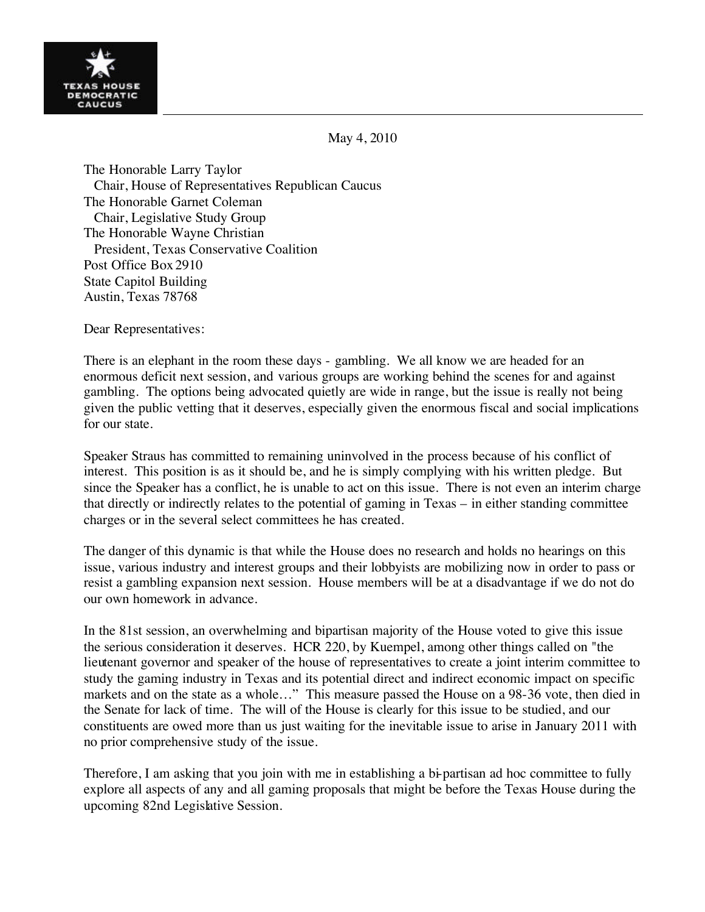TEXAS HOUSE DEMOCRATIC CAUCUS

May 4, 2010

The Honorable Larry Taylor
Chair, House of Representatives Republican Caucus
The Honorable Garnet Coleman
Chair, Legislative Study Group
The Honorable Wayne Christian
President, Texas Conservative Coalition
Post Office Box 2910
State Capitol Building
Austin, Texas 78768

Dear Representatives:

There is an elephant in the room these days - gambling. We all know we are headed for an enormous deficit next session, and various groups are working behind the scenes for and against gambling. The options being advocated quietly are wide in range, but the issue is really not being given the public vetting that it deserves, especially given the enormous fiscal and social implications for our state.

Speaker Straus has committed to remaining uninvolved in the process because of his conflict of interest. This position is as it should be, and he is simply complying with his written pledge. But since the Speaker has a conflict, he is unable to act on this issue. There is not even an interim charge that directly or indirectly relates to the potential of gaming in Texas – in either standing committee charges or in the several select committees he has created.

The danger of this dynamic is that while the House does no research and holds no hearings on this issue, various industry and interest groups and their lobbyists are mobilizing now in order to pass or resist a gambling expansion next session. House members will be at a disadvantage if we do not do our own homework in advance.

In the 81st session, an overwhelming and bipartisan majority of the House voted to give this issue the serious consideration it deserves. HCR 220, by Kuempel, among other things called on "the lieutenant governor and speaker of the house of representatives to create a joint interim committee to study the gaming industry in Texas and its potential direct and indirect economic impact on specific markets and on the state as a whole…" This measure passed the House on a 98-36 vote, then died in the Senate for lack of time. The will of the House is clearly for this issue to be studied, and our constituents are owed more than us just waiting for the inevitable issue to arise in January 2011 with no prior comprehensive study of the issue.

Therefore, I am asking that you join with me in establishing a bi-partisan ad hoc committee to fully explore all aspects of any and all gaming proposals that might be before the Texas House during the upcoming 82nd Legislative Session.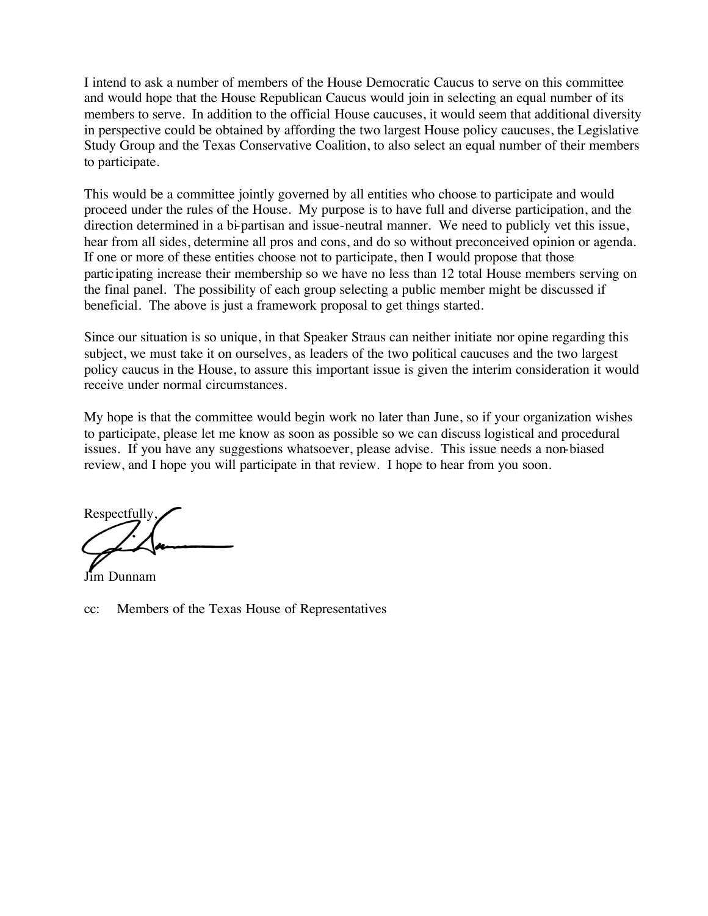I intend to ask a number of members of the House Democratic Caucus to serve on this committee and would hope that the House Republican Caucus would join in selecting an equal number of its members to serve. In addition to the official House caucuses, it would seem that additional diversity in perspective could be obtained by affording the two largest House policy caucuses, the Legislative Study Group and the Texas Conservative Coalition, to also select an equal number of their members to participate.

This would be a committee jointly governed by all entities who choose to participate and would proceed under the rules of the House. My purpose is to have full and diverse participation, and the direction determined in a bi-partisan and issue-neutral manner. We need to publicly vet this issue, hear from all sides, determine all pros and cons, and do so without preconceived opinion or agenda. If one or more of these entities choose not to participate, then I would propose that those participating increase their membership so we have no less than 12 total House members serving on the final panel. The possibility of each group selecting a public member might be discussed if beneficial. The above is just a framework proposal to get things started.

Since our situation is so unique, in that Speaker Straus can neither initiate nor opine regarding this subject, we must take it on ourselves, as leaders of the two political caucuses and the two largest policy caucus in the House, to assure this important issue is given the interim consideration it would receive under normal circumstances.

My hope is that the committee would begin work no later than June, so if your organization wishes to participate, please let me know as soon as possible so we can discuss logistical and procedural issues. If you have any suggestions whatsoever, please advise. This issue needs a non-biased review, and I hope you will participate in that review. I hope to hear from you soon.

Respectfully,

Jim Dunnam

cc: Members of the Texas House of Representatives